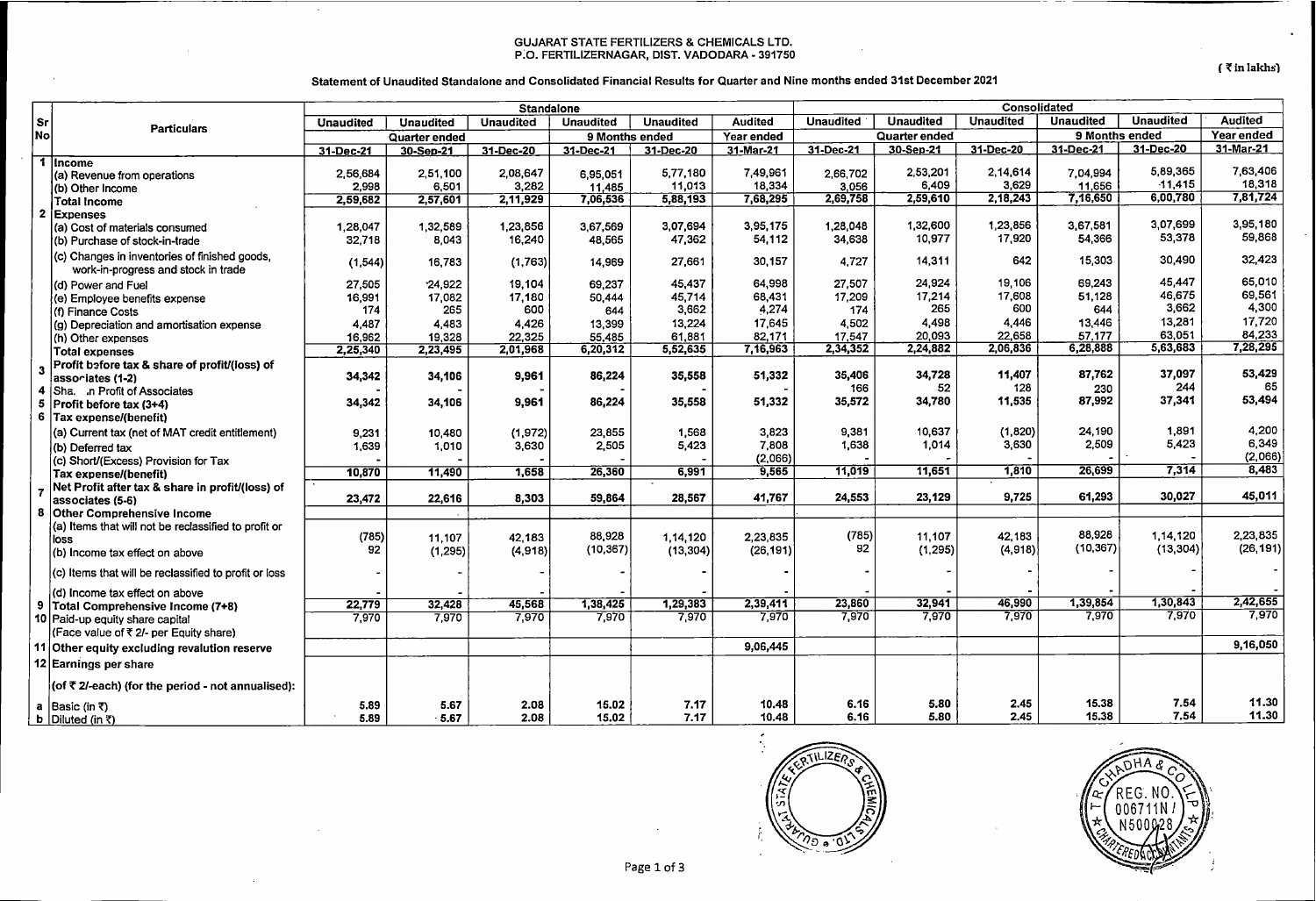GUJARAT STATE FERTILIZERS & CHEMICALS LTD.
P.O. FERTILIZERNAGAR, DIST. VADODARA - 391750

( ₹ in lakhs)

### Statement of Unaudited Standalone and Consolidated Financial Results for Quarter and Nine months ended 31st December 2021

| Sr No | Particulars | Standalone | | | | | | Consolidated | | | | | |
|---|---|---|---|---|---|---|---|---|---|---|---|---|---|
| | | Unaudited | Unaudited | Unaudited | Unaudited | Unaudited | Audited | Unaudited | Unaudited | Unaudited | Unaudited | Unaudited | Audited |
| | | Quarter ended | | | 9 Months ended | | Year ended | Quarter ended | | | 9 Months ended | | Year ended |
| | | 31-Dec-21 | 30-Sep-21 | 31-Dec-20 | 31-Dec-21 | 31-Dec-20 | 31-Mar-21 | 31-Dec-21 | 30-Sep-21 | 31-Dec-20 | 31-Dec-21 | 31-Dec-20 | 31-Mar-21 |
| 1 | Income | | | | | | | | | | | | |
| | (a) Revenue from operations | 2,56,684 | 2,51,100 | 2,08,647 | 6,95,051 | 5,77,180 | 7,49,961 | 2,66,702 | 2,53,201 | 2,14,614 | 7,04,994 | 5,89,365 | 7,63,406 |
| | (b) Other Income | 2,998 | 6,501 | 3,282 | 11,485 | 11,013 | 18,334 | 3,056 | 6,409 | 3,629 | 11,656 | 11,415 | 18,318 |
| | Total Income | 2,59,682 | 2,57,601 | 2,11,929 | 7,06,536 | 5,88,193 | 7,68,295 | 2,69,758 | 2,59,610 | 2,18,243 | 7,16,650 | 6,00,780 | 7,81,724 |
| 2 | Expenses | | | | | | | | | | | | |
| | (a) Cost of materials consumed | 1,28,047 | 1,32,589 | 1,23,856 | 3,67,569 | 3,07,694 | 3,95,175 | 1,28,048 | 1,32,600 | 1,23,856 | 3,67,581 | 3,07,699 | 3,95,180 |
| | (b) Purchase of stock-in-trade | 32,718 | 8,043 | 16,240 | 48,565 | 47,362 | 54,112 | 34,638 | 10,977 | 17,920 | 54,366 | 53,378 | 59,868 |
| | (c) Changes in inventories of finished goods, work-in-progress and stock in trade | (1,544) | 16,783 | (1,763) | 14,969 | 27,661 | 30,157 | 4,727 | 14,311 | 642 | 15,303 | 30,490 | 32,423 |
| | (d) Power and Fuel | 27,505 | 24,922 | 19,104 | 69,237 | 45,437 | 64,998 | 27,507 | 24,924 | 19,106 | 69,243 | 45,447 | 65,010 |
| | (e) Employee benefits expense | 16,991 | 17,082 | 17,180 | 50,444 | 45,714 | 68,431 | 17,209 | 17,214 | 17,608 | 51,128 | 46,675 | 69,561 |
| | (f) Finance Costs | 174 | 265 | 600 | 644 | 3,662 | 4,274 | 174 | 265 | 600 | 644 | 3,662 | 4,300 |
| | (g) Depreciation and amortisation expense | 4,487 | 4,483 | 4,426 | 13,399 | 13,224 | 17,645 | 4,502 | 4,498 | 4,446 | 13,446 | 13,281 | 17,720 |
| | (h) Other expenses | 16,962 | 19,328 | 22,325 | 55,485 | 61,881 | 82,171 | 17,547 | 20,093 | 22,658 | 57,177 | 63,051 | 84,233 |
| | Total expenses | 2,25,340 | 2,23,495 | 2,01,968 | 6,20,312 | 5,52,635 | 7,16,963 | 2,34,352 | 2,24,882 | 2,06,836 | 6,28,888 | 5,63,683 | 7,28,295 |
| 3 | Profit before tax & share of profit/(loss) of associates (1-2) | 34,342 | 34,106 | 9,961 | 86,224 | 35,558 | 51,332 | 35,406 | 34,728 | 11,407 | 87,762 | 37,097 | 53,429 |
| 4 | Share in Profit of Associates | - | - | - | - | - | - | 166 | 52 | 128 | 230 | 244 | 65 |
| 5 | Profit before tax (3+4) | 34,342 | 34,106 | 9,961 | 86,224 | 35,558 | 51,332 | 35,572 | 34,780 | 11,535 | 87,992 | 37,341 | 53,494 |
| 6 | Tax expense/(benefit) | | | | | | | | | | | | |
| | (a) Current tax (net of MAT credit entitlement) | 9,231 | 10,480 | (1,972) | 23,855 | 1,568 | 3,823 | 9,381 | 10,637 | (1,820) | 24,190 | 1,891 | 4,200 |
| | (b) Deferred tax | 1,639 | 1,010 | 3,630 | 2,505 | 5,423 | 7,808 | 1,638 | 1,014 | 3,630 | 2,509 | 5,423 | 6,349 |
| | (c) Short/(Excess) Provision for Tax | - | - | - | - | - | (2,066) | - | - | - | - | - | (2,066) |
| | Tax expense/(benefit) | 10,870 | 11,490 | 1,658 | 26,360 | 6,991 | 9,565 | 11,019 | 11,651 | 1,810 | 26,699 | 7,314 | 8,483 |
| 7 | Net Profit after tax & share in profit/(loss) of associates (5-6) | 23,472 | 22,616 | 8,303 | 59,864 | 28,567 | 41,767 | 24,553 | 23,129 | 9,725 | 61,293 | 30,027 | 45,011 |
| 8 | Other Comprehensive Income | | | | | | | | | | | | |
| | (a) Items that will not be reclassified to profit or loss | (785) | 11,107 | 42,183 | 88,928 | 1,14,120 | 2,23,635 | (785) | 11,107 | 42,183 | 88,928 | 1,14,120 | 2,23,835 |
| | (b) Income tax effect on above | 92 | (1,295) | (4,918) | (10,367) | (13,304) | (26,191) | 92 | (1,295) | (4,918) | (10,367) | (13,304) | (26,191) |
| | (c) Items that will be reclassified to profit or loss | - | - | - | - | - | - | - | - | - | - | - | - |
| | (d) Income tax effect on above | - | - | - | - | - | - | - | - | - | - | - | - |
| 9 | Total Comprehensive Income (7+8) | 22,779 | 32,428 | 45,568 | 1,38,425 | 1,29,383 | 2,39,411 | 23,860 | 32,941 | 46,990 | 1,39,854 | 1,30,843 | 2,42,655 |
| 10 | Paid-up equity share capital (Face value of ₹ 2/- per Equity share) | 7,970 | 7,970 | 7,970 | 7,970 | 7,970 | 7,970 | 7,970 | 7,970 | 7,970 | 7,970 | 7,970 | 7,970 |
| 11 | Other equity excluding revalution reserve | | | | | | 9,06,445 | | | | | | 9,16,050 |
| 12 | Earnings per share | | | | | | | | | | | | |
| | (of ₹ 2/-each) (for the period - not annualised): | | | | | | | | | | | | |
| a | Basic (in ₹) | 5.89 | 5.67 | 2.08 | 15.02 | 7.17 | 10.48 | 6.16 | 5.80 | 2.45 | 15.38 | 7.54 | 11.30 |
| b | Diluted (in ₹) | 5.89 | 5.67 | 2.08 | 15.02 | 7.17 | 10.48 | 6.16 | 5.80 | 2.45 | 15.38 | 7.54 | 11.30 |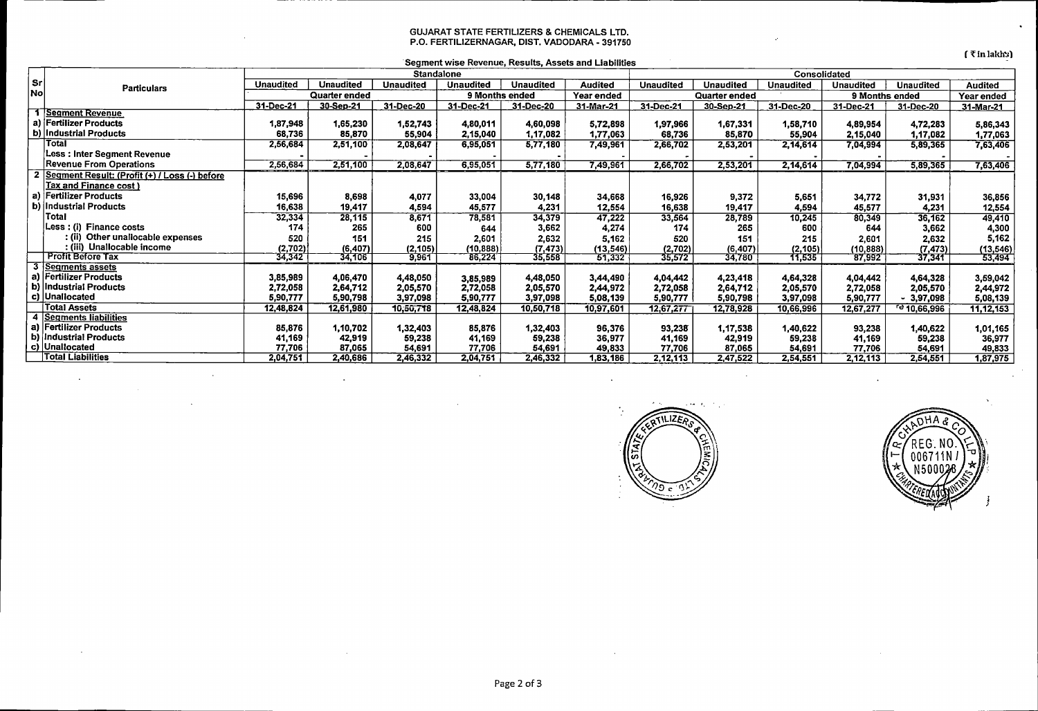GUJARAT STATE FERTILIZERS & CHEMICALS LTD.
P.O. FERTILIZERNAGAR, DIST. VADODARA - 391750

( ₹ in lakhs)

**Segment wise Revenue, Results, Assets and Liabilities**

| Sr No | Particulars | Standalone | | | | | | Consolidated | | | | | |
|---|---|---|---|---|---|---|---|---|---|---|---|---|---|
| | | Unaudited | Unaudited | Unaudited | Unaudited | Unaudited | Audited | Unaudited | Unaudited | Unaudited | Unaudited | Unaudited | Audited |
| | | Quarter ended | | | 9 Months ended | | Year ended | Quarter ended | | | 9 Months ended | | Year ended |
| | | 31-Dec-21 | 30-Sep-21 | 31-Dec-20 | 31-Dec-21 | 31-Dec-20 | 31-Mar-21 | 31-Dec-21 | 30-Sep-21 | 31-Dec-20 | 31-Dec-21 | 31-Dec-20 | 31-Mar-21 |
| 1 | Segment Revenue | | | | | | | | | | | | |
| a) | Fertilizer Products | 1,87,948 | 1,65,230 | 1,52,743 | 4,80,011 | 4,60,098 | 5,72,898 | 1,97,966 | 1,67,331 | 1,58,710 | 4,89,954 | 4,72,283 | 5,86,343 |
| b) | Industrial Products | 68,736 | 85,870 | 55,904 | 2,15,040 | 1,17,082 | 1,77,063 | 68,736 | 85,870 | 55,904 | 2,15,040 | 1,17,082 | 1,77,063 |
| | Total | 2,56,684 | 2,51,100 | 2,08,647 | 6,95,051 | 5,77,180 | 7,49,961 | 2,66,702 | 2,53,201 | 2,14,614 | 7,04,994 | 5,89,365 | 7,63,406 |
| | Less : Inter Segment Revenue | - | - | - | - | - | - | - | - | - | - | - | - |
| | Revenue From Operations | 2,56,684 | 2,51,100 | 2,08,647 | 6,95,051 | 5,77,180 | 7,49,961 | 2,66,702 | 2,53,201 | 2,14,614 | 7,04,994 | 5,89,365 | 7,63,406 |
| 2 | Segment Result: (Profit (+) / Loss (-) before Tax and Finance cost ) | | | | | | | | | | | | |
| a) | Fertilizer Products | 15,696 | 8,698 | 4,077 | 33,004 | 30,148 | 34,668 | 16,926 | 9,372 | 5,651 | 34,772 | 31,931 | 36,856 |
| b) | Industrial Products | 16,638 | 19,417 | 4,594 | 45,577 | 4,231 | 12,554 | 16,638 | 19,417 | 4,594 | 45,577 | 4,231 | 12,554 |
| | Total | 32,334 | 28,115 | 8,671 | 78,581 | 34,379 | 47,222 | 33,564 | 28,789 | 10,245 | 80,349 | 36,162 | 49,410 |
| | Less : (i) Finance costs | 174 | 265 | 600 | 644 | 3,662 | 4,274 | 174 | 265 | 600 | 644 | 3,662 | 4,300 |
| | : (ii) Other unallocable expenses | 520 | 151 | 215 | 2,601 | 2,632 | 5,162 | 520 | 151 | 215 | 2,601 | 2,632 | 5,162 |
| | : (iii) Unallocable income | (2,702) | (6,407) | (2,105) | (10,888) | (7,473) | (13,546) | (2,702) | (6,407) | (2,105) | (10,888) | (7,473) | (13,546) |
| | Profit Before Tax | 34,342 | 34,106 | 9,961 | 86,224 | 35,558 | 51,332 | 35,572 | 34,780 | 11,535 | 87,992 | 37,341 | 53,494 |
| 3 | Segments assets | | | | | | | | | | | | |
| a) | Fertilizer Products | 3,85,989 | 4,06,470 | 4,48,050 | 3,85,989 | 4,48,050 | 3,44,490 | 4,04,442 | 4,23,418 | 4,64,328 | 4,04,442 | 4,64,328 | 3,59,042 |
| b) | Industrial Products | 2,72,058 | 2,64,712 | 2,05,570 | 2,72,058 | 2,05,570 | 2,44,972 | 2,72,058 | 2,64,712 | 2,05,570 | 2,72,058 | 2,05,570 | 2,44,972 |
| c) | Unallocated | 5,90,777 | 5,90,798 | 3,97,098 | 5,90,777 | 3,97,098 | 5,08,139 | 5,90,777 | 5,90,798 | 3,97,098 | 5,90,777 | 3,97,098 | 5,08,139 |
| | Total Assets | 12,48,824 | 12,61,980 | 10,50,718 | 12,48,824 | 10,50,718 | 10,97,601 | 12,67,277 | 12,78,928 | 10,66,996 | 12,67,277 | 10,66,996 | 11,12,153 |
| 4 | Segments liabilities | | | | | | | | | | | | |
| a) | Fertilizer Products | 85,876 | 1,10,702 | 1,32,403 | 85,876 | 1,32,403 | 96,376 | 93,238 | 1,17,538 | 1,40,622 | 93,238 | 1,40,622 | 1,01,165 |
| b) | Industrial Products | 41,169 | 42,919 | 59,238 | 41,169 | 59,238 | 36,977 | 41,169 | 42,919 | 59,238 | 41,169 | 59,238 | 36,977 |
| c) | Unallocated | 77,706 | 87,065 | 54,691 | 77,706 | 54,691 | 49,833 | 77,706 | 87,065 | 54,691 | 77,706 | 54,691 | 49,833 |
| | Total Liabilities | 2,04,751 | 2,40,686 | 2,46,332 | 2,04,751 | 2,46,332 | 1,83,186 | 2,12,113 | 2,47,522 | 2,54,551 | 2,12,113 | 2,54,551 | 1,87,975 |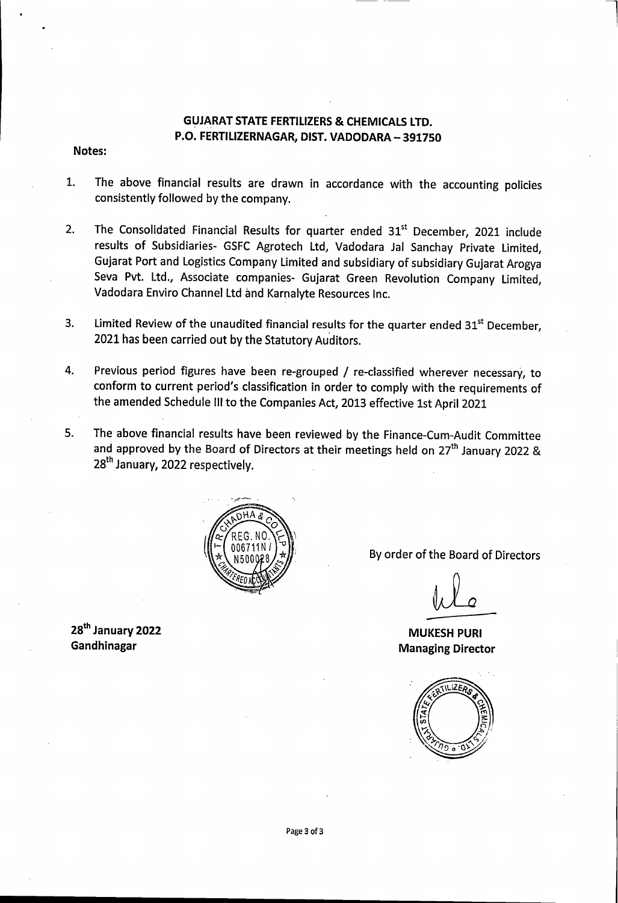**GUJARAT STATE FERTILIZERS & CHEMICALS LTD.**
**P.O. FERTILIZERNAGAR, DIST. VADODARA – 391750**

**Notes:**

1. The above financial results are drawn in accordance with the accounting policies consistently followed by the company.

2. The Consolidated Financial Results for quarter ended 31st December, 2021 include results of Subsidiaries- GSFC Agrotech Ltd, Vadodara Jal Sanchay Private Limited, Gujarat Port and Logistics Company Limited and subsidiary of subsidiary Gujarat Arogya Seva Pvt. Ltd., Associate companies- Gujarat Green Revolution Company Limited, Vadodara Enviro Channel Ltd and Karnalyte Resources Inc.

3. Limited Review of the unaudited financial results for the quarter ended 31st December, 2021 has been carried out by the Statutory Auditors.

4. Previous period figures have been re-grouped / re-classified wherever necessary, to conform to current period's classification in order to comply with the requirements of the amended Schedule III to the Companies Act, 2013 effective 1st April 2021

5. The above financial results have been reviewed by the Finance-Cum-Audit Committee and approved by the Board of Directors at their meetings held on 27th January 2022 & 28th January, 2022 respectively.

By order of the Board of Directors

**MUKESH PURI**
**Managing Director**

**28th January 2022**
**Gandhinagar**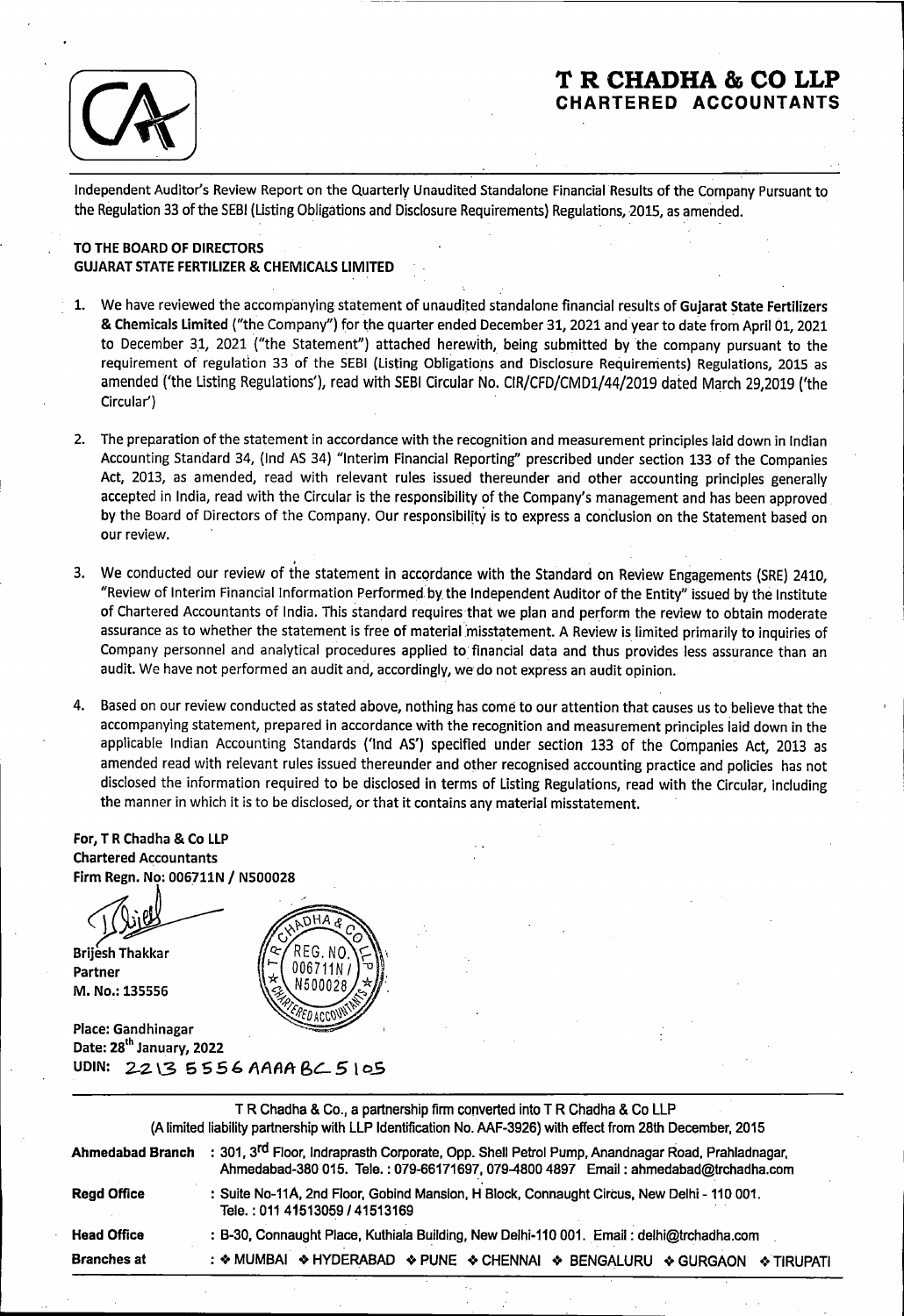# T R CHADHA & CO LLP

## CHARTERED ACCOUNTANTS

Independent Auditor's Review Report on the Quarterly Unaudited Standalone Financial Results of the Company Pursuant to the Regulation 33 of the SEBI (Listing Obligations and Disclosure Requirements) Regulations, 2015, as amended.

**TO THE BOARD OF DIRECTORS**
**GUJARAT STATE FERTILIZER & CHEMICALS LIMITED**

1. We have reviewed the accompanying statement of unaudited standalone financial results of **Gujarat State Fertilizers & Chemicals Limited** ("the Company") for the quarter ended December 31, 2021 and year to date from April 01, 2021 to December 31, 2021 ("the Statement") attached herewith, being submitted by the company pursuant to the requirement of regulation 33 of the SEBI (Listing Obligations and Disclosure Requirements) Regulations, 2015 as amended ('the Listing Regulations'), read with SEBI Circular No. CIR/CFD/CMD1/44/2019 dated March 29,2019 ('the Circular')

2. The preparation of the statement in accordance with the recognition and measurement principles laid down in Indian Accounting Standard 34, (Ind AS 34) "Interim Financial Reporting" prescribed under section 133 of the Companies Act, 2013, as amended, read with relevant rules issued thereunder and other accounting principles generally accepted in India, read with the Circular is the responsibility of the Company's management and has been approved by the Board of Directors of the Company. Our responsibility is to express a conclusion on the Statement based on our review.

3. We conducted our review of the statement in accordance with the Standard on Review Engagements (SRE) 2410, "Review of Interim Financial Information Performed by the Independent Auditor of the Entity" issued by the Institute of Chartered Accountants of India. This standard requires that we plan and perform the review to obtain moderate assurance as to whether the statement is free of material misstatement. A Review is limited primarily to inquiries of Company personnel and analytical procedures applied to financial data and thus provides less assurance than an audit. We have not performed an audit and, accordingly, we do not express an audit opinion.

4. Based on our review conducted as stated above, nothing has come to our attention that causes us to believe that the accompanying statement, prepared in accordance with the recognition and measurement principles laid down in the applicable Indian Accounting Standards ('Ind AS') specified under section 133 of the Companies Act, 2013 as amended read with relevant rules issued thereunder and other recognised accounting practice and policies has not disclosed the information required to be disclosed in terms of Listing Regulations, read with the Circular, including the manner in which it is to be disclosed, or that it contains any material misstatement.

**For, T R Chadha & Co LLP**
**Chartered Accountants**
**Firm Regn. No: 006711N / N500028**

**Brijesh Thakkar**
**Partner**
**M. No.: 135556**

**Place: Gandhinagar**
**Date: 28th January, 2022**
**UDIN: 22135556AAAABC5105**

T R Chadha & Co., a partnership firm converted into T R Chadha & Co LLP
(A limited liability partnership with LLP Identification No. AAF-3926) with effect from 28th December, 2015

| | |
|---|---|
| **Ahmedabad Branch** | : 301, 3rd Floor, Indraprasth Corporate, Opp. Shell Petrol Pump, Anandnagar Road, Prahladnagar, Ahmedabad-380 015. Tele.: 079-66171697, 079-4800 4897 Email : ahmedabad@trchadha.com |
| **Regd Office** | : Suite No-11A, 2nd Floor, Gobind Mansion, H Block, Connaught Circus, New Delhi - 110 001. Tele. : 011 41513059 / 41513169 |
| **Head Office** | : B-30, Connaught Place, Kuthiala Building, New Delhi-110 001. Email : delhi@trchadha.com |
| **Branches at** | : ❖ MUMBAI ❖ HYDERABAD ❖ PUNE ❖ CHENNAI ❖ BENGALURU ❖ GURGAON ❖ TIRUPATI |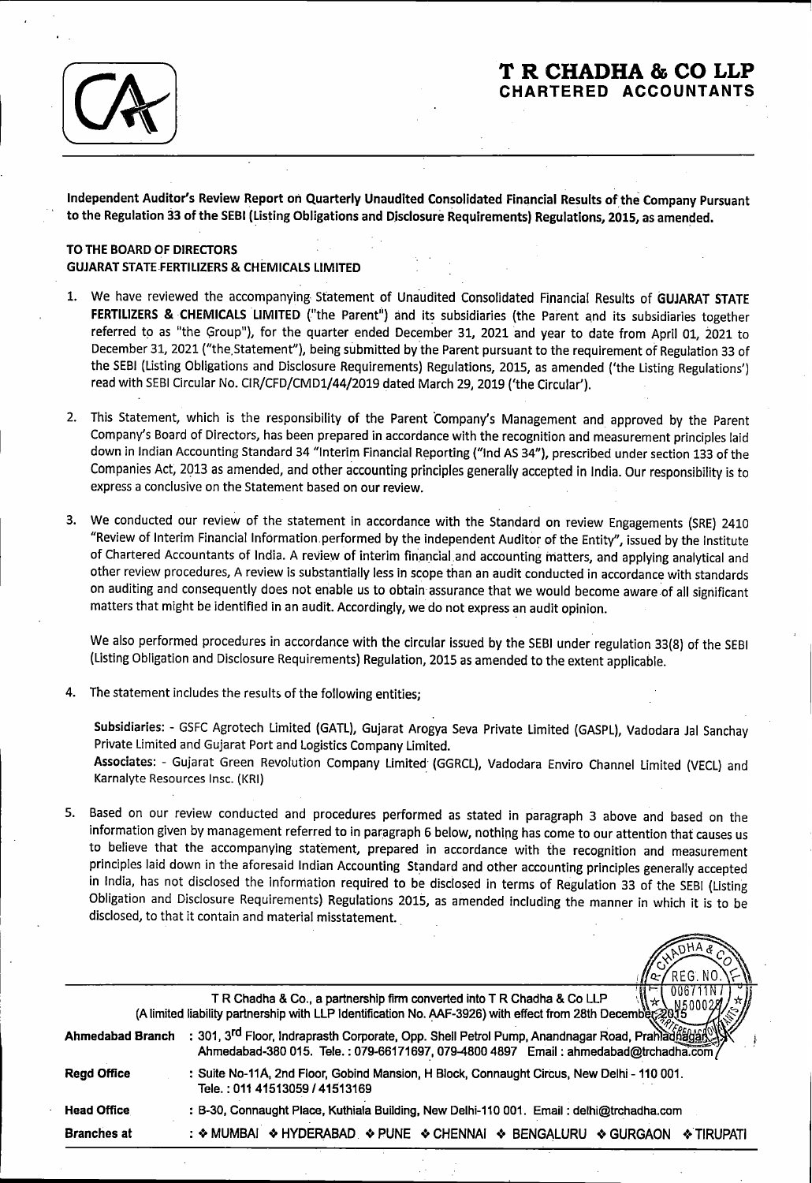# T R CHADHA & CO LLP
## CHARTERED ACCOUNTANTS

**Independent Auditor's Review Report on Quarterly Unaudited Consolidated Financial Results of the Company Pursuant to the Regulation 33 of the SEBI (Listing Obligations and Disclosure Requirements) Regulations, 2015, as amended.**

**TO THE BOARD OF DIRECTORS**
**GUJARAT STATE FERTILIZERS & CHEMICALS LIMITED**

1. We have reviewed the accompanying Statement of Unaudited Consolidated Financial Results of **GUJARAT STATE FERTILIZERS & CHEMICALS LIMITED** ("the Parent") and its subsidiaries (the Parent and its subsidiaries together referred to as "the Group"), for the quarter ended December 31, 2021 and year to date from April 01, 2021 to December 31, 2021 ("the Statement"), being submitted by the Parent pursuant to the requirement of Regulation 33 of the SEBI (Listing Obligations and Disclosure Requirements) Regulations, 2015, as amended ('the Listing Regulations') read with SEBI Circular No. CIR/CFD/CMD1/44/2019 dated March 29, 2019 ('the Circular').

2. This Statement, which is the responsibility of the Parent Company's Management and approved by the Parent Company's Board of Directors, has been prepared in accordance with the recognition and measurement principles laid down in Indian Accounting Standard 34 "Interim Financial Reporting ("Ind AS 34"), prescribed under section 133 of the Companies Act, 2013 as amended, and other accounting principles generally accepted in India. Our responsibility is to express a conclusive on the Statement based on our review.

3. We conducted our review of the statement in accordance with the Standard on review Engagements (SRE) 2410 "Review of Interim Financial Information performed by the independent Auditor of the Entity", issued by the Institute of Chartered Accountants of India. A review of interim financial and accounting matters, and applying analytical and other review procedures, A review is substantially less in scope than an audit conducted in accordance with standards on auditing and consequently does not enable us to obtain assurance that we would become aware of all significant matters that might be identified in an audit. Accordingly, we do not express an audit opinion.

   We also performed procedures in accordance with the circular issued by the SEBI under regulation 33(8) of the SEBI (Listing Obligation and Disclosure Requirements) Regulation, 2015 as amended to the extent applicable.

4. The statement includes the results of the following entities;

   **Subsidiaries:** - GSFC Agrotech Limited (GATL), Gujarat Arogya Seva Private Limited (GASPL), Vadodara Jal Sanchay Private Limited and Gujarat Port and Logistics Company Limited.
   **Associates:** - Gujarat Green Revolution Company Limited (GGRCL), Vadodara Enviro Channel Limited (VECL) and Karnalyte Resources Insc. (KRI)

5. Based on our review conducted and procedures performed as stated in paragraph 3 above and based on the information given by management referred to in paragraph 6 below, nothing has come to our attention that causes us to believe that the accompanying statement, prepared in accordance with the recognition and measurement principles laid down in the aforesaid Indian Accounting Standard and other accounting principles generally accepted in India, has not disclosed the information required to be disclosed in terms of Regulation 33 of the SEBI (Listing Obligation and Disclosure Requirements) Regulations 2015, as amended including the manner in which it is to be disclosed, to that it contain and material misstatement.

T R Chadha & Co., a partnership firm converted into T R Chadha & Co LLP
(A limited liability partnership with LLP Identification No. AAF-3926) with effect from 28th December 2015

**Ahmedabad Branch** : 301, 3rd Floor, Indraprasth Corporate, Opp. Shell Petrol Pump, Anandnagar Road, Prahladnagar, Ahmedabad-380 015. Tele.: 079-66171697, 079-4800 4897 Email : ahmedabad@trchadha.com

**Regd Office** : Suite No-11A, 2nd Floor, Gobind Mansion, H Block, Connaught Circus, New Delhi - 110 001. Tele.: 011 41513059 / 41513169

**Head Office** : B-30, Connaught Place, Kuthiala Building, New Delhi-110 001. Email : delhi@trchadha.com

**Branches at** : MUMBAI ❖ HYDERABAD ❖ PUNE ❖ CHENNAI ❖ BENGALURU ❖ GURGAON ❖ TIRUPATI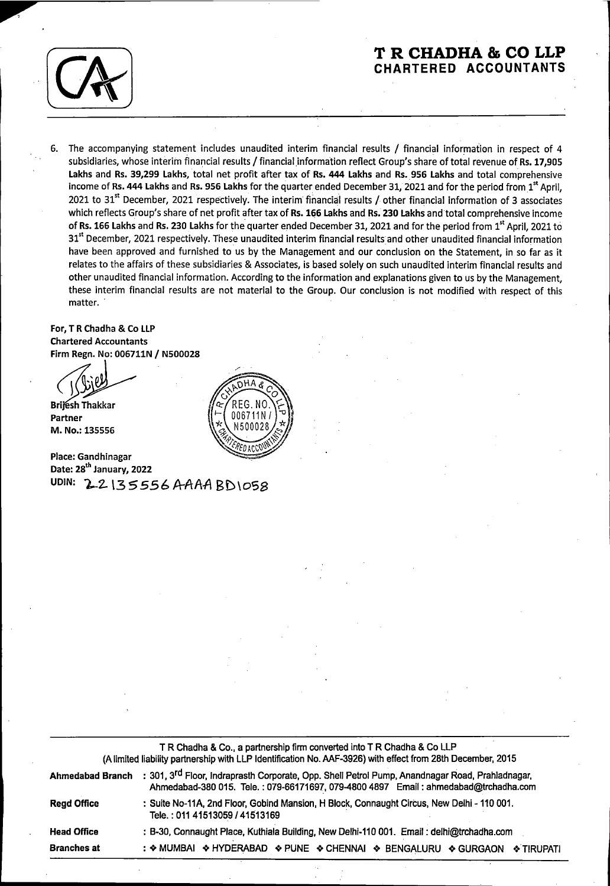# T R CHADHA & CO LLP
## CHARTERED ACCOUNTANTS

6. The accompanying statement includes unaudited interim financial results / financial information in respect of 4 subsidiaries, whose interim financial results / financial information reflect Group's share of total revenue of **Rs. 17,905 Lakhs** and **Rs. 39,299 Lakhs**, total net profit after tax of **Rs. 444 Lakhs** and **Rs. 956 Lakhs** and total comprehensive income of **Rs. 444 Lakhs** and **Rs. 956 Lakhs** for the quarter ended December 31, 2021 and for the period from 1st April, 2021 to 31st December, 2021 respectively. The interim financial results / other financial information of 3 associates which reflects Group's share of net profit after tax of **Rs. 166 Lakhs** and **Rs. 230 Lakhs** and total comprehensive income of **Rs. 166 Lakhs** and **Rs. 230 Lakhs** for the quarter ended December 31, 2021 and for the period from 1st April, 2021 to 31st December, 2021 respectively. These unaudited interim financial results and other unaudited financial information have been approved and furnished to us by the Management and our conclusion on the Statement, in so far as it relates to the affairs of these subsidiaries & Associates, is based solely on such unaudited interim financial results and other unaudited financial information. According to the information and explanations given to us by the Management, these interim financial results are not material to the Group. Our conclusion is not modified with respect of this matter.

**For, T R Chadha & Co LLP**
**Chartered Accountants**
**Firm Regn. No: 006711N / N500028**

**Brijesh Thakkar**
**Partner**
**M. No.: 135556**

**Place: Gandhinagar**
**Date: 28th January, 2022**
**UDIN:** 22135556AAAABD1058

T R Chadha & Co., a partnership firm converted into T R Chadha & Co LLP
(A limited liability partnership with LLP Identification No. AAF-3926) with effect from 28th December, 2015

| | |
|---|---|
| **Ahmedabad Branch** | : 301, 3rd Floor, Indraprasth Corporate, Opp. Shell Petrol Pump, Anandnagar Road, Prahladnagar, Ahmedabad-380 015. Tele. : 079-66171697, 079-4800 4897 Email : ahmedabad@trchadha.com |
| **Regd Office** | : Suite No-11A, 2nd Floor, Gobind Mansion, H Block, Connaught Circus, New Delhi - 110 001. Tele. : 011 41513059 / 41513169 |
| **Head Office** | : B-30, Connaught Place, Kuthiala Building, New Delhi-110 001. Email : delhi@trchadha.com |
| **Branches at** | : ❖ MUMBAI ❖ HYDERABAD ❖ PUNE ❖ CHENNAI ❖ BENGALURU ❖ GURGAON ❖ TIRUPATI |